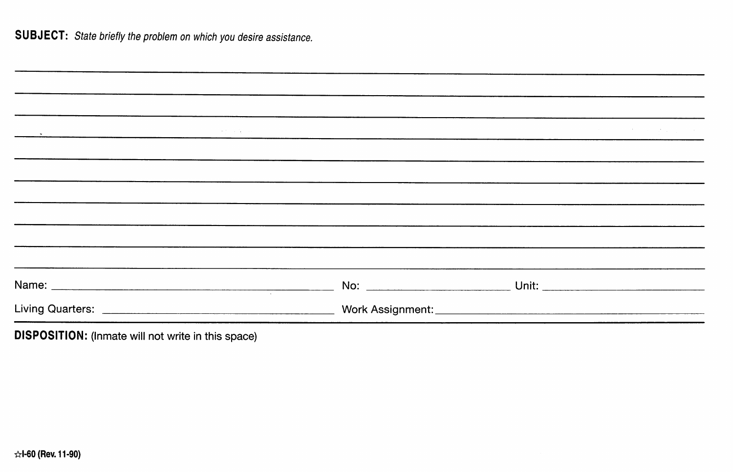**SUBJECT:** *State briefly the problem on which you desire assistance.*

\_\_\_\_\_\_\_\_\_\_\_\_\_\_\_\_\_\_\_\_\_\_\_\_\_\_\_\_\_\_\_\_\_\_\_\_\_\_\_\_\_\_\_\_\_\_\_\_\_\_\_\_\_\_\_\_\_\_\_\_\_\_\_\_\_\_\_\_\_\_\_\_\_\_\_\_\_\_

\_\_\_\_\_\_\_\_\_\_\_\_\_\_\_\_\_\_\_\_\_\_\_\_\_\_\_\_\_\_\_\_\_\_\_\_\_\_\_\_\_\_\_\_\_\_\_\_\_\_\_\_\_\_\_\_\_\_\_\_\_\_\_\_\_\_\_\_\_\_\_\_\_\_\_\_\_\_

\_\_\_\_\_\_\_\_\_\_\_\_\_\_\_\_\_\_\_\_\_\_\_\_\_\_\_\_\_\_\_\_\_\_\_\_\_\_\_\_\_\_\_\_\_\_\_\_\_\_\_\_\_\_\_\_\_\_\_\_\_\_\_\_\_\_\_\_\_\_\_\_\_\_\_\_\_\_

\_\_\_\_\_\_\_\_\_\_\_\_\_\_\_\_\_\_\_\_\_\_\_\_\_\_\_\_\_\_\_\_\_\_\_\_\_\_\_\_\_\_\_\_\_\_\_\_\_\_\_\_\_\_\_\_\_\_\_\_\_\_\_\_\_\_\_\_\_\_\_\_\_\_\_\_\_\_

\_\_\_\_\_\_\_\_\_\_\_\_\_\_\_\_\_\_\_\_\_\_\_\_\_\_\_\_\_\_\_\_\_\_\_\_\_\_\_\_\_\_\_\_\_\_\_\_\_\_\_\_\_\_\_\_\_\_\_\_\_\_\_\_\_\_\_\_\_\_\_\_\_\_\_\_\_\_

\_\_\_\_\_\_\_\_\_\_\_\_\_\_\_\_\_\_\_\_\_\_\_\_\_\_\_\_\_\_\_\_\_\_\_\_\_\_\_\_\_\_\_\_\_\_\_\_\_\_\_\_\_\_\_\_\_\_\_\_\_\_\_\_\_\_\_\_\_\_\_\_\_\_\_\_\_\_

\_\_\_\_\_\_\_\_\_\_\_\_\_\_\_\_\_\_\_\_\_\_\_\_\_\_\_\_\_\_\_\_\_\_\_\_\_\_\_\_\_\_\_\_\_\_\_\_\_\_\_\_\_\_\_\_\_\_\_\_\_\_\_\_\_\_\_\_\_\_\_\_\_\_\_\_\_\_

\_\_\_\_\_\_\_\_\_\_\_\_\_\_\_\_\_\_\_\_\_\_\_\_\_\_\_\_\_\_\_\_\_\_\_\_\_\_\_\_\_\_\_\_\_\_\_\_\_\_\_\_\_\_\_\_\_\_\_\_\_\_\_\_\_\_\_\_\_\_\_\_\_\_\_\_\_\_

\_\_\_\_\_\_\_\_\_\_\_\_\_\_\_\_\_\_\_\_\_\_\_\_\_\_\_\_\_\_\_\_\_\_\_\_\_\_\_\_\_\_\_\_\_\_\_\_\_\_\_\_\_\_\_\_\_\_\_\_\_\_\_\_\_\_\_\_\_\_\_\_\_\_\_\_\_\_

\_\_\_\_\_\_\_\_\_\_\_\_\_\_\_\_\_\_\_\_\_\_\_\_\_\_\_\_\_\_\_\_\_\_\_\_\_\_\_\_\_\_\_\_\_\_\_\_\_\_\_\_\_\_\_\_\_\_\_\_\_\_\_\_\_\_\_\_\_\_\_\_\_\_\_\_\_\_

Name: \_\_\_\_\_\_\_\_\_\_\_\_\_\_\_\_\_\_\_\_\_\_\_\_\_\_\_\_\_\_\_\_ No: \_\_\_\_\_\_\_\_\_\_\_\_\_\_\_\_ Unit: \_\_\_\_\_\_\_\_\_\_\_\_\_\_\_\_

Living Quarters: \_\_\_\_\_\_\_\_\_\_\_\_\_\_\_\_\_\_\_\_\_\_\_\_\_\_ Work Assignment: \_\_\_\_\_\_\_\_\_\_\_\_\_\_\_\_\_\_\_\_\_\_\_\_\_\_

---

**DISPOSITION:** (Inmate will not write in this space)

☆I-60 (Rev. 11-90)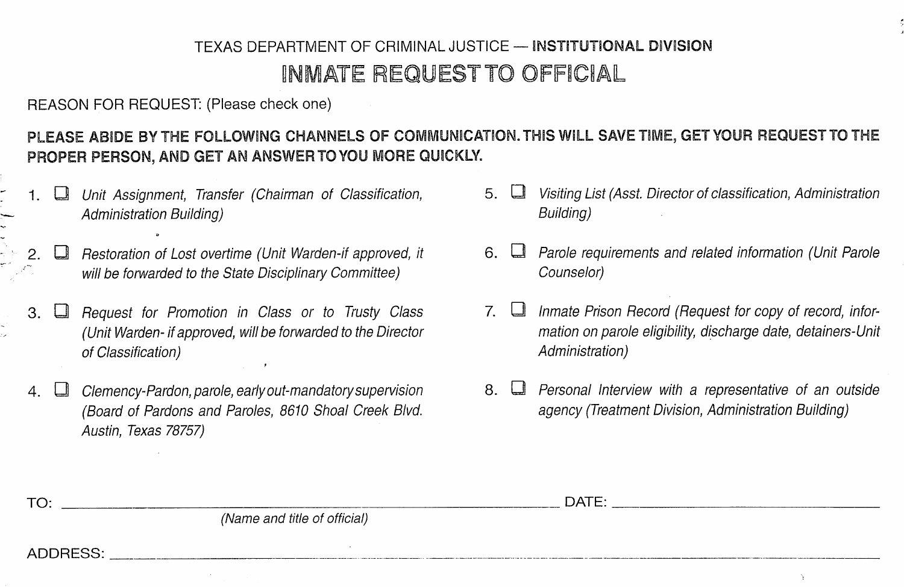TEXAS DEPARTMENT OF CRIMINAL JUSTICE — **INSTITUTIONAL DIVISION**

# INMATE REQUEST TO OFFICIAL

REASON FOR REQUEST: (Please check one)

**PLEASE ABIDE BY THE FOLLOWING CHANNELS OF COMMUNICATION. THIS WILL SAVE TIME, GET YOUR REQUEST TO THE PROPER PERSON, AND GET AN ANSWER TO YOU MORE QUICKLY.**

1. ☐ *Unit Assignment, Transfer (Chairman of Classification, Administration Building)*
2. ☐ *Restoration of Lost overtime (Unit Warden-if approved, it will be forwarded to the State Disciplinary Committee)*
3. ☐ *Request for Promotion in Class or to Trusty Class (Unit Warden- if approved, will be forwarded to the Director of Classification)*
4. ☐ *Clemency-Pardon, parole, early out-mandatory supervision (Board of Pardons and Paroles, 8610 Shoal Creek Blvd. Austin, Texas 78757)*
5. ☐ *Visiting List (Asst. Director of classification, Administration Building)*
6. ☐ *Parole requirements and related information (Unit Parole Counselor)*
7. ☐ *Inmate Prison Record (Request for copy of record, information on parole eligibility, discharge date, detainers-Unit Administration)*
8. ☐ *Personal Interview with a representative of an outside agency (Treatment Division, Administration Building)*

TO: ______________________________________________ DATE: ______________________

*(Name and title of official)*

ADDRESS: ______________________________________________________________